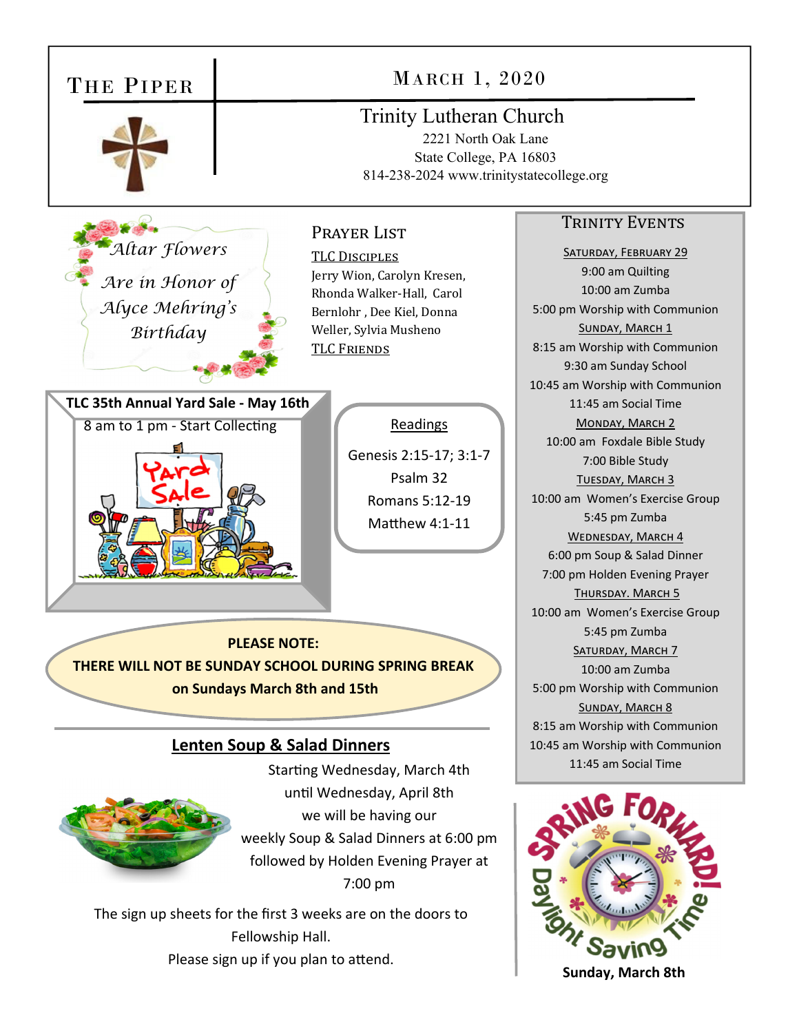# THE PIPER

## MARCH 1, 2020

### Trinity Lutheran Church

2221 North Oak Lane
State College, PA 16803
814-238-2024 www.trinitystatecollege.org

*Altar Flowers Are in Honor of Alyce Mehring's Birthday*

## PRAYER LIST

TLC DISCIPLES

Jerry Wion, Carolyn Kresen, Rhonda Walker-Hall, Carol Bernlohr , Dee Kiel, Donna Weller, Sylvia Musheno

TLC FRIENDS

**TLC 35th Annual Yard Sale - May 16th**

8 am to 1 pm - Start Collecting

Yard Sale

### Readings

Genesis 2:15-17; 3:1-7
Psalm 32
Romans 5:12-19
Matthew 4:1-11

**PLEASE NOTE:**
**THERE WILL NOT BE SUNDAY SCHOOL DURING SPRING BREAK on Sundays March 8th and 15th**

## Lenten Soup & Salad Dinners

Starting Wednesday, March 4th until Wednesday, April 8th we will be having our weekly Soup & Salad Dinners at 6:00 pm followed by Holden Evening Prayer at 7:00 pm

The sign up sheets for the first 3 weeks are on the doors to Fellowship Hall.
Please sign up if you plan to attend.

## TRINITY EVENTS

SATURDAY, FEBRUARY 29
9:00 am Quilting
10:00 am Zumba
5:00 pm Worship with Communion

SUNDAY, MARCH 1
8:15 am Worship with Communion
9:30 am Sunday School
10:45 am Worship with Communion
11:45 am Social Time

MONDAY, MARCH 2
10:00 am Foxdale Bible Study
7:00 Bible Study

TUESDAY, MARCH 3
10:00 am Women's Exercise Group
5:45 pm Zumba

WEDNESDAY, MARCH 4
6:00 pm Soup & Salad Dinner
7:00 pm Holden Evening Prayer

THURSDAY. MARCH 5
10:00 am Women's Exercise Group
5:45 pm Zumba

SATURDAY, MARCH 7
10:00 am Zumba
5:00 pm Worship with Communion

SUNDAY, MARCH 8
8:15 am Worship with Communion
10:45 am Worship with Communion
11:45 am Social Time

SPRING FORWARD! Daylight Saving Time

**Sunday, March 8th**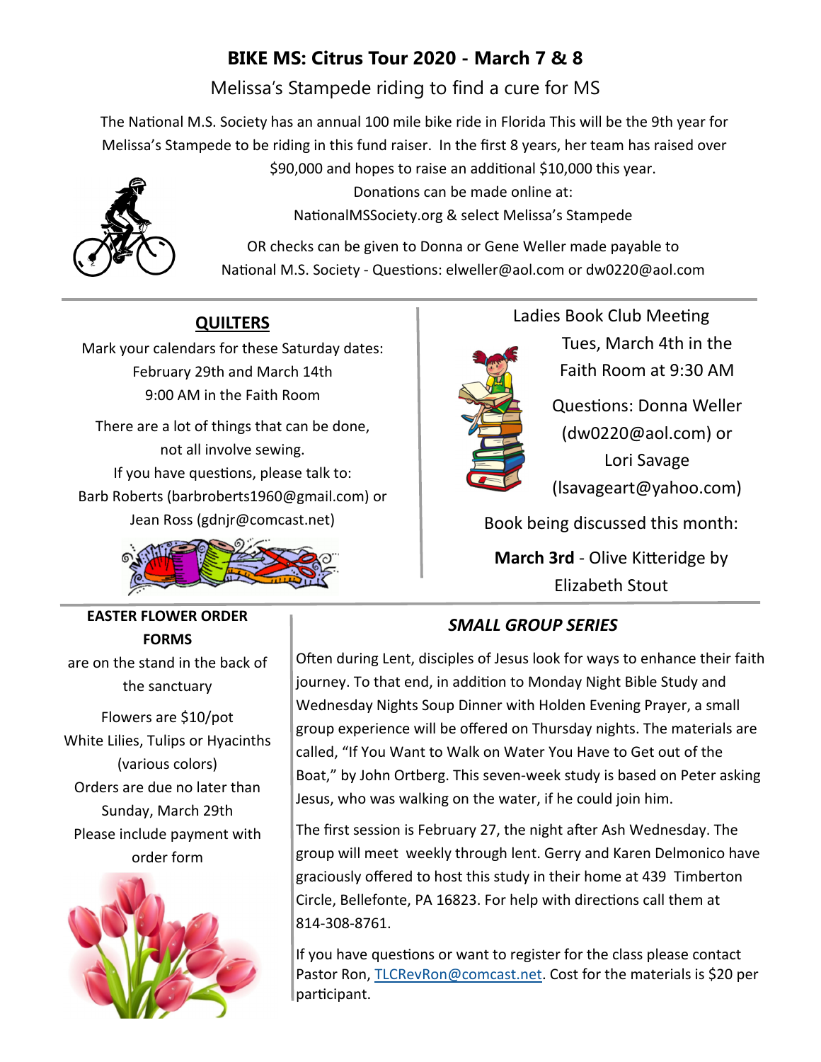## BIKE MS: Citrus Tour 2020 - March 7 & 8

Melissa's Stampede riding to find a cure for MS

The National M.S. Society has an annual 100 mile bike ride in Florida This will be the 9th year for Melissa's Stampede to be riding in this fund raiser. In the first 8 years, her team has raised over $90,000 and hopes to raise an additional $10,000 this year.

Donations can be made online at:
NationalMSSociety.org & select Melissa's Stampede

OR checks can be given to Donna or Gene Weller made payable to National M.S. Society - Questions: elweller@aol.com or dw0220@aol.com

---

### QUILTERS

Mark your calendars for these Saturday dates:
February 29th and March 14th
9:00 AM in the Faith Room

There are a lot of things that can be done, not all involve sewing.
If you have questions, please talk to:
Barb Roberts (barbroberts1960@gmail.com) or
Jean Ross (gdnjr@comcast.net)

---

Ladies Book Club Meeting

Tues, March 4th in the Faith Room at 9:30 AM

Questions: Donna Weller (dw0220@aol.com) or Lori Savage (lsavageart@yahoo.com)

Book being discussed this month:

**March 3rd** - Olive Kitteridge by Elizabeth Stout

---

**EASTER FLOWER ORDER FORMS**

are on the stand in the back of the sanctuary

Flowers are $10/pot
White Lilies, Tulips or Hyacinths (various colors)
Orders are due no later than Sunday, March 29th
Please include payment with order form

---

### *SMALL GROUP SERIES*

Often during Lent, disciples of Jesus look for ways to enhance their faith journey. To that end, in addition to Monday Night Bible Study and Wednesday Nights Soup Dinner with Holden Evening Prayer, a small group experience will be offered on Thursday nights. The materials are called, "If You Want to Walk on Water You Have to Get out of the Boat," by John Ortberg. This seven-week study is based on Peter asking Jesus, who was walking on the water, if he could join him.

The first session is February 27, the night after Ash Wednesday. The group will meet weekly through lent. Gerry and Karen Delmonico have graciously offered to host this study in their home at 439 Timberton Circle, Bellefonte, PA 16823. For help with directions call them at 814-308-8761.

If you have questions or want to register for the class please contact Pastor Ron, TLCRevRon@comcast.net. Cost for the materials is $20 per participant.